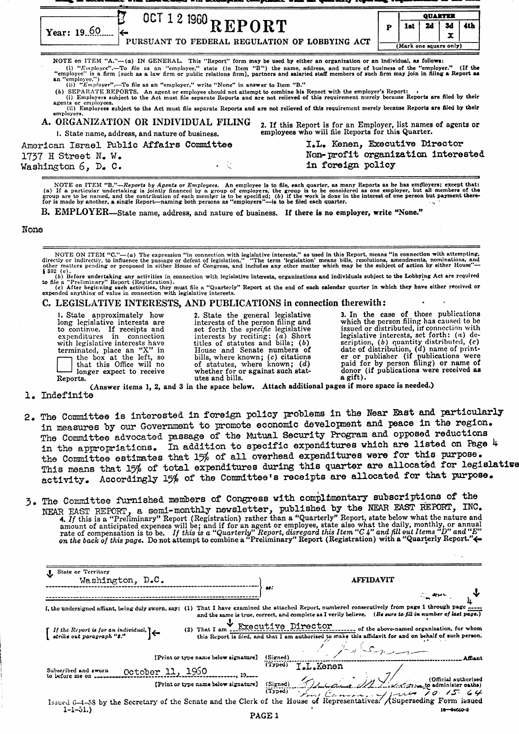OCT 12 1960

# REPORT

**Year: 1960**

PURSUANT TO FEDERAL REGULATION OF LOBBYING ACT

| P | QUARTER | | | |
|---|---|---|---|---|
| | 1st | 2d | 3d | 4th |
| | | | X | |

(Mark one square only)

NOTE on ITEM "A."—(a) IN GENERAL. This "Report" form may be used by either an organization or an individual, as follows:
(i) "Employee".—To file as an "employee," state (in Item "B") the name, address, and nature of business of the "employer." (If the "employee" is a firm [such as a law firm or public relations firm], partners and salaried staff members of such firm may join in filing a Report as an "employee.")
(ii) "Employer".—To file as an "employer," write "None" in answer to Item "B."
(b) SEPARATE REPORTS. An agent or employee should not attempt to combine his Report with the employer's Report:
(i) Employers subject to the Act must file separate Reports and are not relieved of this requirement merely because Reports are filed by their agents or employees.
(ii) Employees subject to the Act must file separate Reports and are not relieved of this requirement merely because Reports are filed by their employers.

## A. ORGANIZATION OR INDIVIDUAL FILING

1. State name, address, and nature of business.

American Israel Public Affairs Committee
1737 H Street N. W.
Washington 6, D. C.

Non-profit organization interested in foreign policy

2. If this Report is for an Employer, list names of agents or employees who will file Reports for this Quarter.

I.L. Kenen, Executive Director

NOTE on ITEM "B."—*Reports by Agents or Employees.* An employee is to file, each quarter, as many Reports as he has employers; except that: (a) If a particular undertaking is jointly financed by a group of employers, the group is to be considered as one employer, but all members of the group are to be named, and the contribution of each member is to be specified; (b) if the work is done in the interest of one person but payment therefor is made by another, a single Report—naming both persons as "employers"—is to be filed each quarter.

## B. EMPLOYER—State name, address, and nature of business. If there is no employer, write "None."

None

NOTE ON ITEM "C."—(a) The expression "in connection with legislative interests," as used in this Report, means "in connection with attempting, directly or indirectly, to influence the passage or defeat of legislation." "The term 'legislation' means bills, resolutions, amendments, nominations, and other matters pending or proposed in either House of Congress, and includes any other matter which may be the subject of action by either House"—§ 302 (e).
(b) Before undertaking any activities in connection with legislative interests, organizations and individuals subject to the Lobbying Act are required to file a "Preliminary" Report (Registration).
(c) After beginning such activities, they must file a "Quarterly" Report at the end of each calendar quarter in which they have either received or expended anything of value in connection with legislative interests.

## C. LEGISLATIVE INTERESTS, AND PUBLICATIONS in connection therewith:

1. State approximately how long legislative interests are to continue. If receipts and expenditures in connection with legislative interests have terminated, place an "X" in the box at the left, so that this Office will no longer expect to receive Reports.

2. State the general legislative interests of the person filing and set forth the *specific* legislative interests by reciting: (a) Short titles of statutes and bills; (b) House and Senate numbers of bills, where known; (c) citations of statutes, where known; (d) whether for or against such statutes and bills.

3. In the case of those publications which the person filing has caused to be issued or distributed, in connection with legislative interests, set forth: (a) description, (b) quantity distributed, (c) date of distribution, (d) name of printer or publisher (if publications were paid for by person filing) or name of donor (if publications were received as a gift).

(Answer items 1, 2, and 3 in the space below. Attach additional pages if more space is needed.)

1. Indefinite

2. The Committee is interested in foreign policy problems in the Near East and particularly in measures by our Government to promote economic development and peace in the region. The Committee advocated passage of the Mutual Security Program and opposed reductions in the appropriations. In addition to specific expenditures which are listed on Page 4 the Committee estimates that 15% of all overhead expenditures were for this purpose. This means that 15% of total expenditures during this quarter are allocated for legislative activity. Accordingly 15% of the Committee's receipts are allocated for that purpose.

3. The Committee furnished members of Congress with complimentary subscriptions of the NEAR EAST REPORT, a semi-monthly newsletter, published by the NEAR EAST REPORT, INC.

4. *If* this is a "Preliminary" Report (Registration) rather than a "Quarterly" Report, state below what the nature and amount of anticipated expenses will be; and if for an agent or employee, state also what the daily, monthly, or annual rate of compensation is to be. *If this is a "Quarterly" Report, disregard this Item "C 4" and fill out Items "D" and "E" on the back of this page.* Do not attempt to combine a "Preliminary" Report (Registration) with a "Quarterly Report."

State or Territory: Washington, D.C. } ss:

### AFFIDAVIT

I, the undersigned affiant, being duly sworn, say: (1) That I have examined the attached Report, numbered consecutively from page 1 through page 4 and the same is true, correct, and complete as I verily believe. (*Be sure to fill in number of last page.*)

[*If the Report is for an individual, strike out paragraph "2."*] (2) That I am Executive Director of the above-named organization, for whom this Report is filed, and that I am authorized to make this affidavit for and on behalf of such person.

[Print or type name below signature] (Signed) ______________________ Affiant
(Typed) I.L.Kenen

Subscribed and sworn to before me on October 11, 1960

[Print or type name below signature] (Signed) ______________________ (Official authorized to administer oaths)
(Typed) My Commission Expires 10-15-64

Issued 6-4-58 by the Secretary of the Senate and the Clerk of the House of Representatives. (Superseding Form issued 1-1-51.)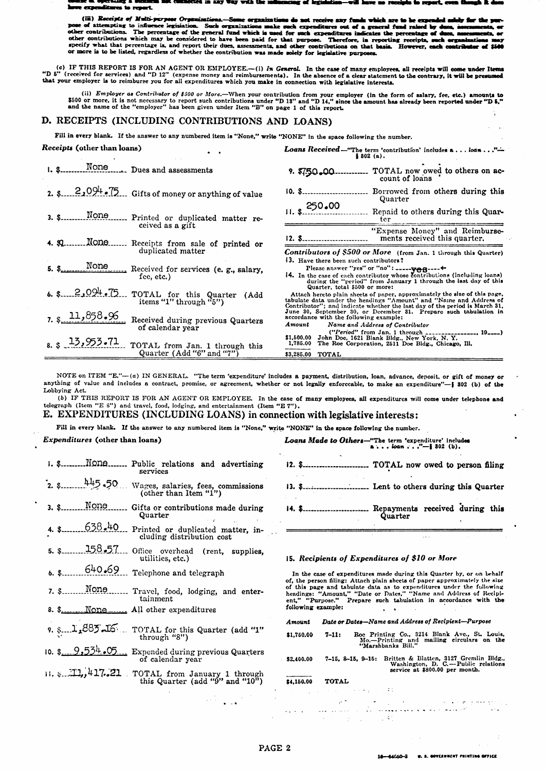course of operating a business not connected in any way with the influencing of legislation—will have no receipts to report, even though it does have expenditures to report.

(iii) *Receipts of Multi-purpose Organizations.*—Some organizations do not receive any funds which are to be expended solely for the purpose of attempting to influence legislation. Such organizations make such expenditures out of a general fund raised by dues, assessments, or other contributions. The percentage of the general fund which is used for such expenditures indicates the percentage of dues, assessments, or other contributions which may be considered to have been paid for that purpose. Therefore, in reporting receipts, such organizations may specify what that percentage is, and report their dues, assessments, and other contributions on that basis. However, each contributor of $500 or more is to be listed, regardless of whether the contribution was made solely for legislative purposes.

(c) IF THIS REPORT IS FOR AN AGENT OR EMPLOYEE.—(i) *In General.* In the case of many employees, all receipts will come under Items "D 5" (received for services) and "D 12" (expense money and reimbursements). In the absence of a clear statement to the contrary, it will be presumed that your employer is to reimburse you for all expenditures which you make in connection with legislative interests.

(ii) *Employer as Contributor of $500 or More.*—When your contribution from your employer (in the form of salary, fee, etc.) amounts to $500 or more, it is not necessary to report such contributions under "D 13" and "D 14," since the amount has already been reported under "D 5," and the name of the "employer" has been given under Item "B" on page 1 of this report.

## D. RECEIPTS (INCLUDING CONTRIBUTIONS AND LOANS)

Fill in every blank. If the answer to any numbered item is "None," write "NONE" in the space following the number.

*Receipts* (other than loans)

1. $ None Dues and assessments
2. $ 2,094.75 Gifts of money or anything of value
3. $ None Printed or duplicated matter received as a gift
4. $ None Receipts from sale of printed or duplicated matter
5. $ None Received for services (e. g., salary, fee, etc.)
6. $ 2,094.75 TOTAL for this Quarter (Add items "1" through "5")
7. $ 11,858.96 Received during previous Quarters of calendar year
8. $ 13,953.71 TOTAL from Jan. 1 through this Quarter (Add "6" and "7")

*Loans Received*—"The term 'contribution' includes a . . . *loan* . . ."—§ 302 (a).

9. $ 750.00 TOTAL now owed to others on account of loans
10. $ ______ Borrowed from others during this Quarter
11. $ 250.00 Repaid to others during this Quarter
12. $ ______ "Expense Money" and Reimbursements received this quarter.

*Contributors of $500 or More* (from Jan. 1 through this Quarter)

13. Have there been such contributors?
Please answer "yes" or "no": yes
14. In the case of each contributor whose contributions (including loans) during the "period" from January 1 through the last day of this Quarter, total $500 or more:

Attach hereto plain sheets of paper, approximately the size of this page, tabulate data under the headings "Amount" and "Name and Address of Contributor"; and indicate whether the last day of the period is March 31, June 30, September 30, or December 31. Prepare such tabulation in accordance with the following example:

| Amount | Name and Address of Contributor ("Period" from Jan. 1 through ______, 19__) |
|---|---|
| $1,500.00 | John Doe, 1621 Blank Bldg., New York, N. Y. |
| 1,785.00 | The Roe Corporation, 2511 Doe Bldg., Chicago, Ill. |
| $3,285.00 | TOTAL |

NOTE on ITEM "E."—(a) IN GENERAL. "The term 'expenditure' includes a payment, distribution, loan, advance, deposit, or gift of money or anything of value and includes a contract, promise, or agreement, whether or not legally enforceable, to make an expenditure"—§ 302 (b) of the Lobbying Act.

(b) IF THIS REPORT IS FOR AN AGENT OR EMPLOYEE. In the case of many employees, all expenditures will come under telephone and telegraph (Item "E 6") and travel, food, lodging, and entertainment (Item "E 7").

## E. EXPENDITURES (INCLUDING LOANS) in connection with legislative interests:

Fill in every blank. If the answer to any numbered item is "None," write "NONE" in the space following the number.

*Expenditures* (other than loans)

1. $ None Public relations and advertising services
2. $ 445.50 Wages, salaries, fees, commissions (other than Item "1")
3. $ None Gifts or contributions made during Quarter
4. $ 638.40 Printed or duplicated matter, including distribution cost
5. $ 158.57 Office overhead (rent, supplies, utilities, etc.)
6. $ 640.69 Telephone and telegraph
7. $ None Travel, food, lodging, and entertainment
8. $ None All other expenditures
9. $ 1,883.16 TOTAL for this Quarter (add "1" through "8")
10. $ 9,534.05 Expended during previous Quarters of calendar year
11. $ 11,417.21 TOTAL from January 1 through this Quarter (add "9" and "10")

*Loans Made to Others*—"The term 'expenditure' includes a . . . *loan* . . ."—§ 302 (b).

12. $ ______ TOTAL now owed to person filing
13. $ ______ Lent to others during this Quarter
14. $ ______ Repayments received during this Quarter

15. ***Recipients of Expenditures of $10 or More***

In the case of expenditures made during this Quarter by, or on behalf of, the person filing: Attach plain sheets of paper approximately the size of this page and tabulate data as to expenditures under the following headings: "Amount," "Date or Dates," "Name and Address of Recipient," "Purpose." Prepare such tabulation in accordance with the following example:

| Amount | Date or Dates—Name and Address of Recipient—Purpose |
|---|---|
| $1,750.00 | 7-11: Roe Printing Co., 3214 Blank Ave., St. Louis, Mo.—Printing and mailing circulars on the "Marshbanks Bill." |
| $2,400.00 | 7-15, 8-15, 9-15: Britten & Blatten, 3127 Gremlin Bldg., Washington, D. C.—Public relations service at $800.00 per month. |
| $4,150.00 | TOTAL |

16—64060-3 U. S. GOVERNMENT PRINTING OFFICE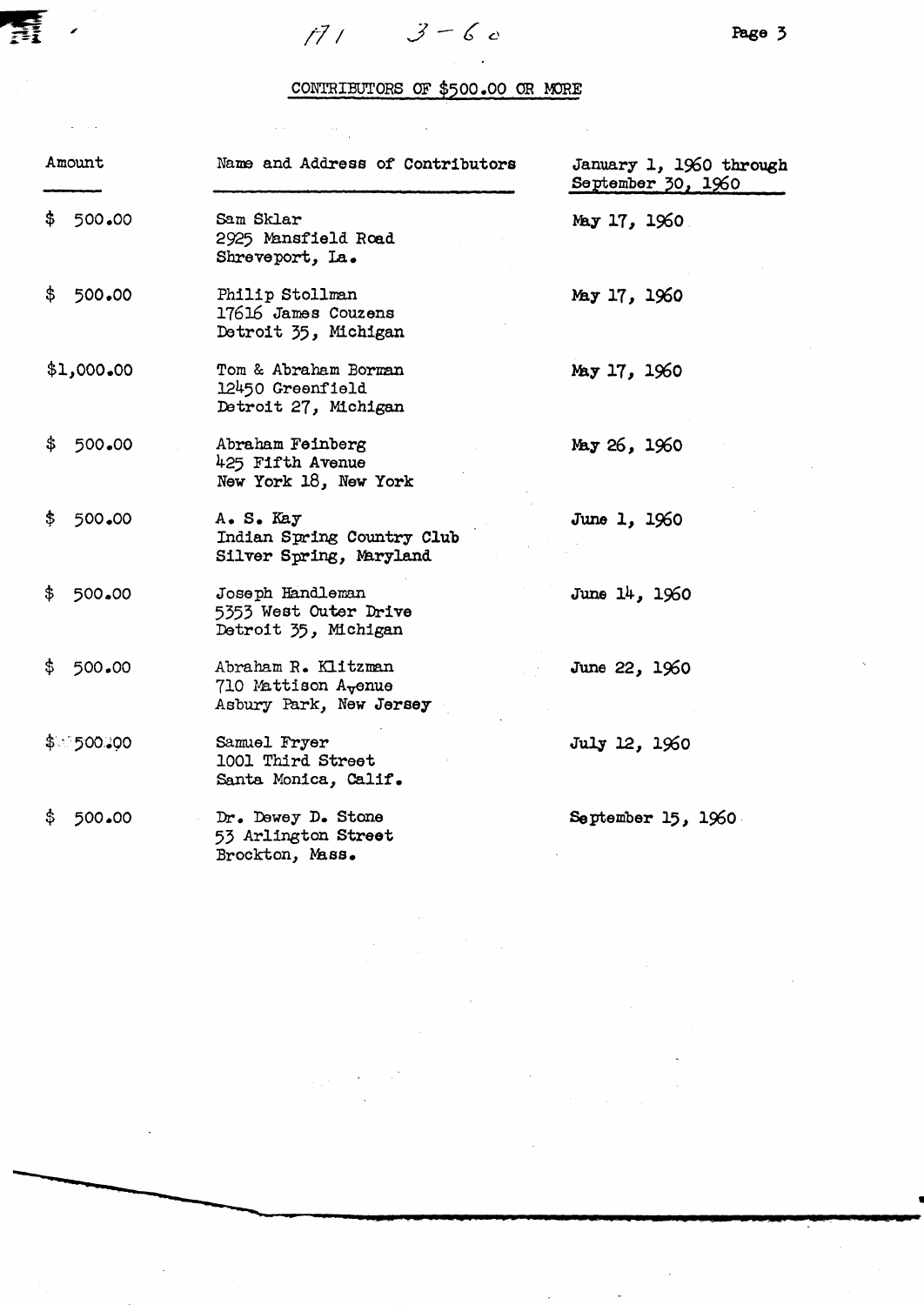171 3-60

## CONTRIBUTORS OF $500.00 OR MORE

| Amount | Name and Address of Contributors | January 1, 1960 through September 30, 1960 |
|---|---|---|
| $ 500.00 | Sam Sklar<br>2925 Mansfield Road<br>Shreveport, La. | May 17, 1960 |
| $ 500.00 | Philip Stollman<br>17616 James Couzens<br>Detroit 35, Michigan | May 17, 1960 |
| $1,000.00 | Tom & Abraham Borman<br>12450 Greenfield<br>Detroit 27, Michigan | May 17, 1960 |
| $ 500.00 | Abraham Feinberg<br>425 Fifth Avenue<br>New York 18, New York | May 26, 1960 |
| $ 500.00 | A. S. Kay<br>Indian Spring Country Club<br>Silver Spring, Maryland | June 1, 1960 |
| $ 500.00 | Joseph Handleman<br>5353 West Outer Drive<br>Detroit 35, Michigan | June 14, 1960 |
| $ 500.00 | Abraham R. Klitzman<br>710 Mattison Avenue<br>Asbury Park, New Jersey | June 22, 1960 |
| $ 500.00 | Samuel Fryer<br>1001 Third Street<br>Santa Monica, Calif. | July 12, 1960 |
| $ 500.00 | Dr. Dewey D. Stone<br>53 Arlington Street<br>Brockton, Mass. | September 15, 1960 |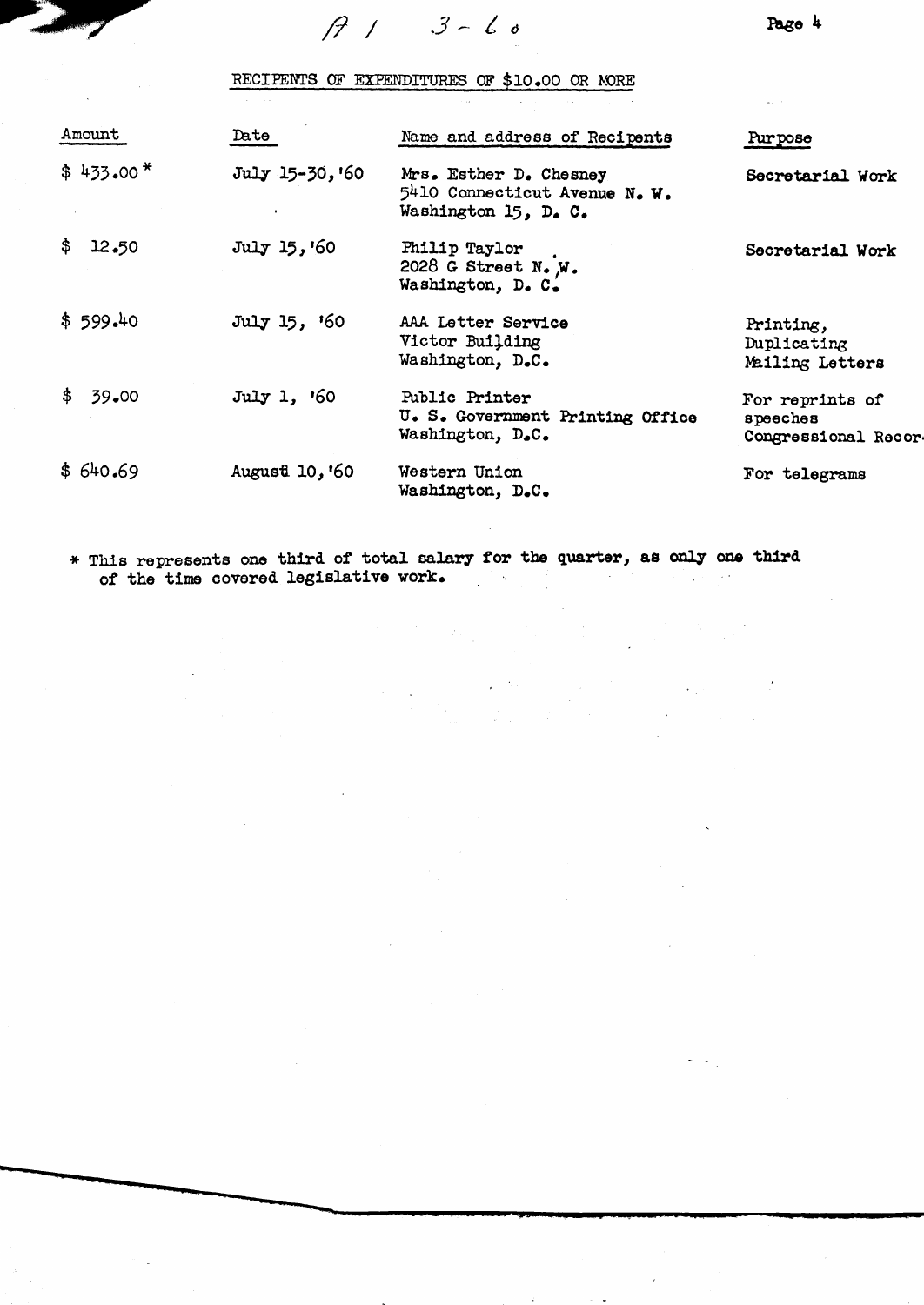A 1 3-60

RECIPENTS OF EXPENDITURES OF $10.00 OR MORE

| Amount | Date | Name and address of Recipents | Purpose |
|---|---|---|---|
| $ 433.00 * | July 15-30,'60 | Mrs. Esther D. Chesney<br>5410 Connecticut Avenue N. W.<br>Washington 15, D. C. | Secretarial Work |
| $ 12.50 | July 15,'60 | Philip Taylor<br>2028 G Street N. W.<br>Washington, D. C. | Secretarial Work |
| $ 599.40 | July 15, '60 | AAA Letter Service<br>Victor Building<br>Washington, D.C. | Printing,<br>Duplicating<br>Mailing Letters |
| $ 39.00 | July 1, '60 | Public Printer<br>U. S. Government Printing Office<br>Washington, D.C. | For reprints of speeches Congressional Recor- |
| $ 640.69 | August 10,'60 | Western Union<br>Washington, D.C. | For telegrams |

* This represents one third of total salary for the quarter, as only one third of the time covered legislative work.